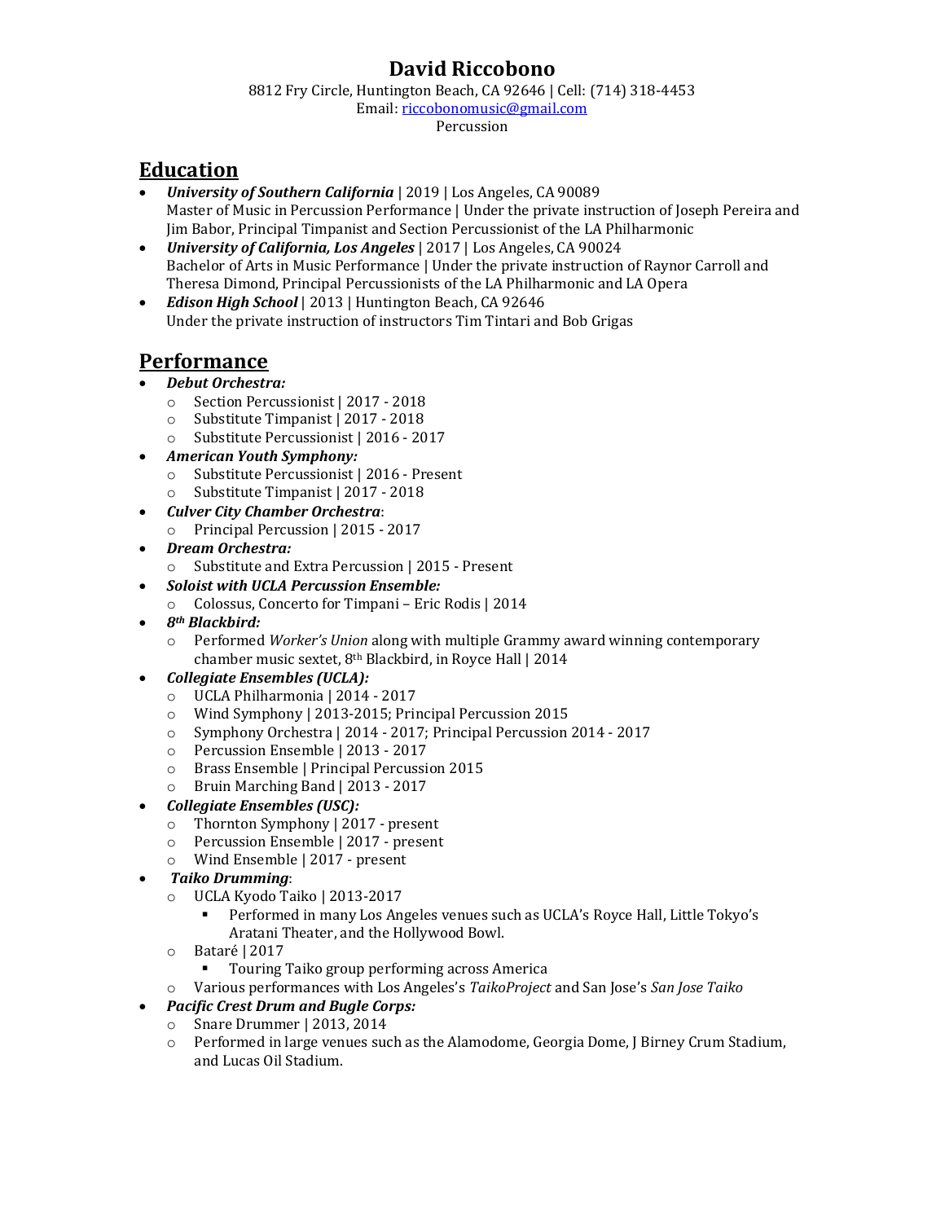# David Riccobono

8812 Fry Circle, Huntington Beach, CA 92646 | Cell: (714) 318-4453
Email: riccobonomusic@gmail.com
Percussion

## Education

- ***University of Southern California*** | 2019 | Los Angeles, CA 90089
  Master of Music in Percussion Performance | Under the private instruction of Joseph Pereira and Jim Babor, Principal Timpanist and Section Percussionist of the LA Philharmonic
- ***University of California, Los Angeles*** | 2017 | Los Angeles, CA 90024
  Bachelor of Arts in Music Performance | Under the private instruction of Raynor Carroll and Theresa Dimond, Principal Percussionists of the LA Philharmonic and LA Opera
- ***Edison High School*** | 2013 | Huntington Beach, CA 92646
  Under the private instruction of instructors Tim Tintari and Bob Grigas

## Performance

- ***Debut Orchestra:***
  - Section Percussionist | 2017 - 2018
  - Substitute Timpanist | 2017 - 2018
  - Substitute Percussionist | 2016 - 2017
- ***American Youth Symphony:***
  - Substitute Percussionist | 2016 - Present
  - Substitute Timpanist | 2017 - 2018
- ***Culver City Chamber Orchestra***:
  - Principal Percussion | 2015 - 2017
- ***Dream Orchestra:***
  - Substitute and Extra Percussion | 2015 - Present
- ***Soloist with UCLA Percussion Ensemble:***
  - Colossus, Concerto for Timpani – Eric Rodis | 2014
- ***8th Blackbird:***
  - Performed *Worker's Union* along with multiple Grammy award winning contemporary chamber music sextet, 8th Blackbird, in Royce Hall | 2014
- ***Collegiate Ensembles (UCLA):***
  - UCLA Philharmonia | 2014 - 2017
  - Wind Symphony | 2013-2015; Principal Percussion 2015
  - Symphony Orchestra | 2014 - 2017; Principal Percussion 2014 - 2017
  - Percussion Ensemble | 2013 - 2017
  - Brass Ensemble | Principal Percussion 2015
  - Bruin Marching Band | 2013 - 2017
- ***Collegiate Ensembles (USC):***
  - Thornton Symphony | 2017 - present
  - Percussion Ensemble | 2017 - present
  - Wind Ensemble | 2017 - present
- ***Taiko Drumming***:
  - UCLA Kyodo Taiko | 2013-2017
    - Performed in many Los Angeles venues such as UCLA's Royce Hall, Little Tokyo's Aratani Theater, and the Hollywood Bowl.
  - Bataré | 2017
    - Touring Taiko group performing across America
  - Various performances with Los Angeles's *TaikoProject* and San Jose's *San Jose Taiko*
- ***Pacific Crest Drum and Bugle Corps:***
  - Snare Drummer | 2013, 2014
  - Performed in large venues such as the Alamodome, Georgia Dome, J Birney Crum Stadium, and Lucas Oil Stadium.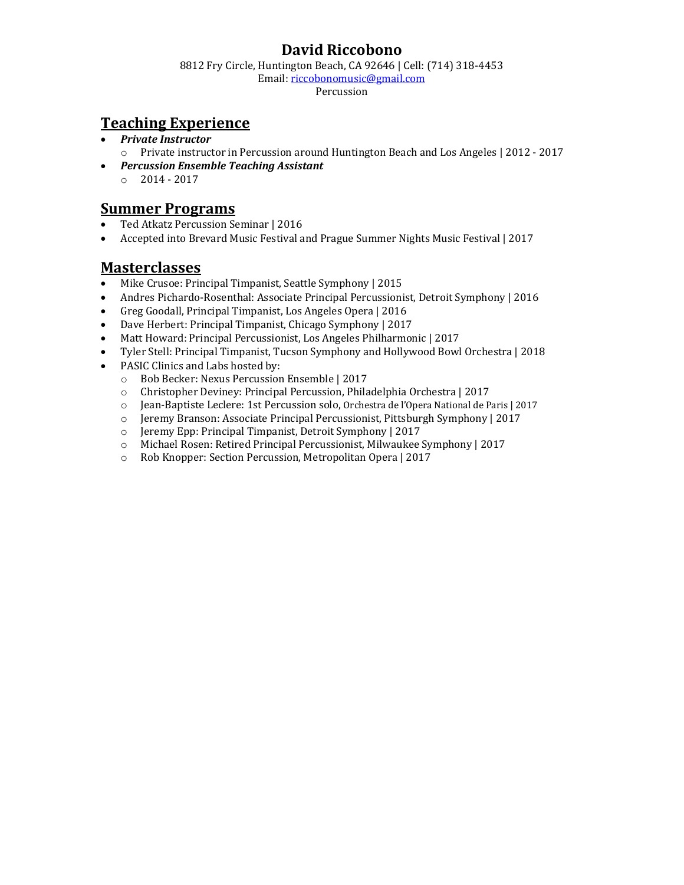# David Riccobono

8812 Fry Circle, Huntington Beach, CA 92646 | Cell: (714) 318-4453
Email: riccobonomusic@gmail.com
Percussion

## Teaching Experience

- ***Private Instructor***
  - Private instructor in Percussion around Huntington Beach and Los Angeles | 2012 - 2017
- ***Percussion Ensemble Teaching Assistant***
  - 2014 - 2017

## Summer Programs

- Ted Atkatz Percussion Seminar | 2016
- Accepted into Brevard Music Festival and Prague Summer Nights Music Festival | 2017

## Masterclasses

- Mike Crusoe: Principal Timpanist, Seattle Symphony | 2015
- Andres Pichardo-Rosenthal: Associate Principal Percussionist, Detroit Symphony | 2016
- Greg Goodall, Principal Timpanist, Los Angeles Opera | 2016
- Dave Herbert: Principal Timpanist, Chicago Symphony | 2017
- Matt Howard: Principal Percussionist, Los Angeles Philharmonic | 2017
- Tyler Stell: Principal Timpanist, Tucson Symphony and Hollywood Bowl Orchestra | 2018
- PASIC Clinics and Labs hosted by:
  - Bob Becker: Nexus Percussion Ensemble | 2017
  - Christopher Deviney: Principal Percussion, Philadelphia Orchestra | 2017
  - Jean-Baptiste Leclere: 1st Percussion solo, Orchestra de l'Opera National de Paris | 2017
  - Jeremy Branson: Associate Principal Percussionist, Pittsburgh Symphony | 2017
  - Jeremy Epp: Principal Timpanist, Detroit Symphony | 2017
  - Michael Rosen: Retired Principal Percussionist, Milwaukee Symphony | 2017
  - Rob Knopper: Section Percussion, Metropolitan Opera | 2017